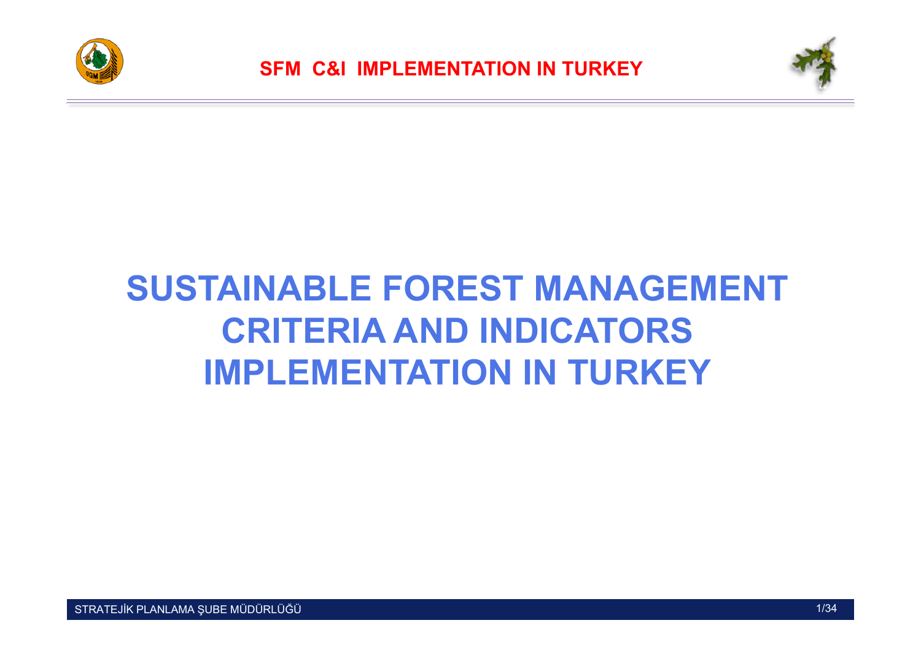# SUSTAINABLE FOREST MANAGEMENT CRITERIA AND INDICATORS IMPLEMENTATION IN TURKEY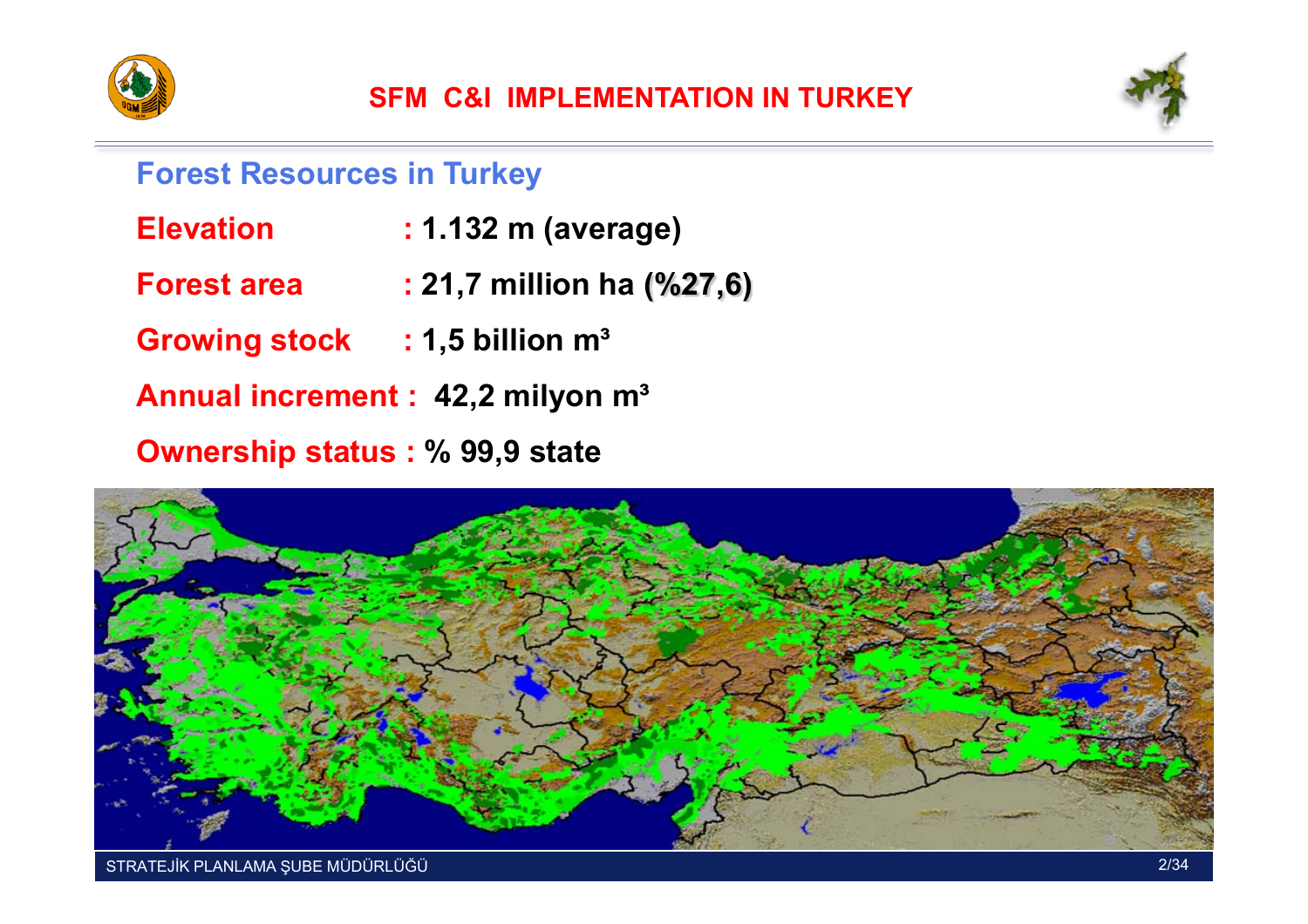# SFM C&I IMPLEMENTATION IN TURKEY

## Forest Resources in Turkey

**Elevation** : **1.132 m (average)**

**Forest area** : **21,7 million ha (%27,6)**

**Growing stock** : **1,5 billion m³**

**Annual increment** : **42,2 milyon m³**

**Ownership status** : **% 99,9 state**

STRATEJİK PLANLAMA ŞUBE MÜDÜRLÜĞÜ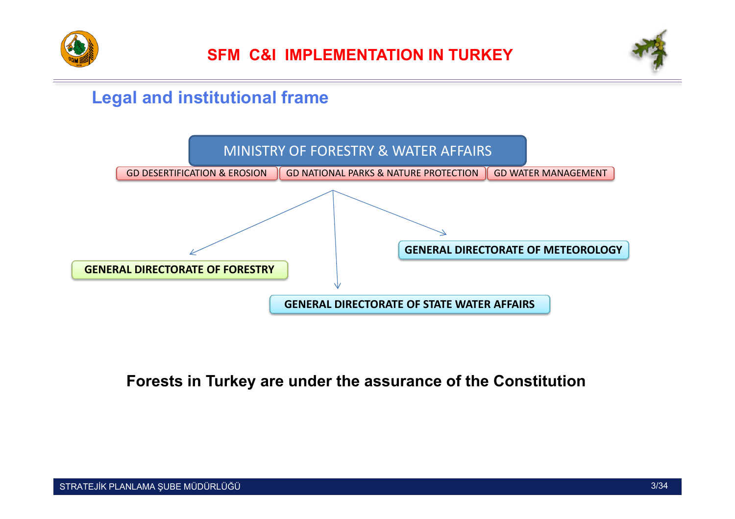# SFM C&I IMPLEMENTATION IN TURKEY

## Legal and institutional frame

MINISTRY OF FORESTRY & WATER AFFAIRS

GD DESERTIFICATION & EROSION | GD NATIONAL PARKS & NATURE PROTECTION | GD WATER MANAGEMENT

- GENERAL DIRECTORATE OF FORESTRY
- GENERAL DIRECTORATE OF STATE WATER AFFAIRS
- GENERAL DIRECTORATE OF METEOROLOGY

**Forests in Turkey are under the assurance of the Constitution**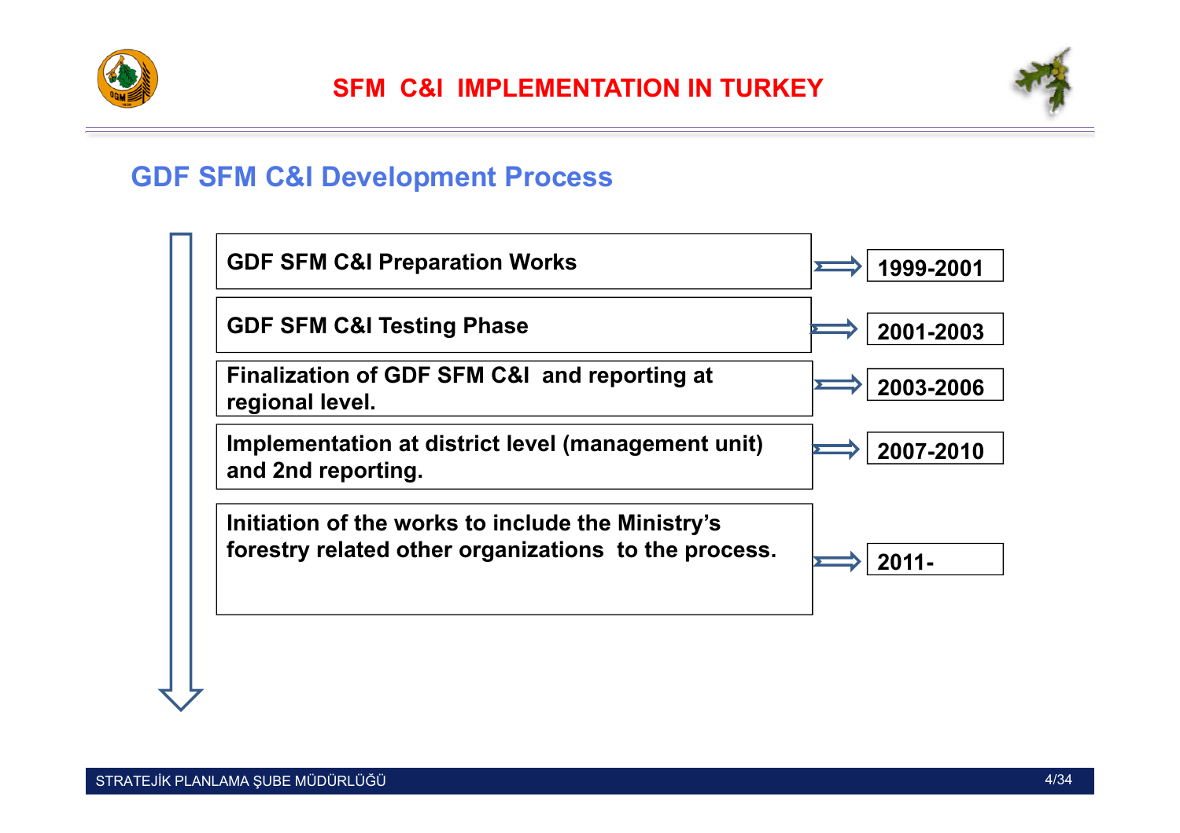# SFM C&I IMPLEMENTATION IN TURKEY

## GDF SFM C&I Development Process

| Stage | Period |
| --- | --- |
| **GDF SFM C&I Preparation Works** | **1999-2001** |
| **GDF SFM C&I Testing Phase** | **2001-2003** |
| **Finalization of GDF SFM C&I and reporting at regional level.** | **2003-2006** |
| **Implementation at district level (management unit) and 2nd reporting.** | **2007-2010** |
| **Initiation of the works to include the Ministry's forestry related other organizations to the process.** | **2011-** |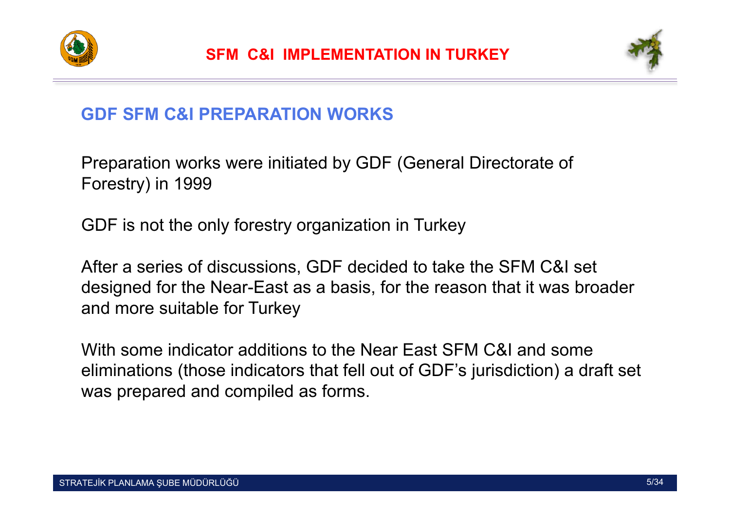# SFM C&I IMPLEMENTATION IN TURKEY

## GDF SFM C&I PREPARATION WORKS

Preparation works were initiated by GDF (General Directorate of Forestry) in 1999

GDF is not the only forestry organization in Turkey

After a series of discussions, GDF decided to take the SFM C&I set designed for the Near-East as a basis, for the reason that it was broader and more suitable for Turkey

With some indicator additions to the Near East SFM C&I and some eliminations (those indicators that fell out of GDF's jurisdiction) a draft set was prepared and compiled as forms.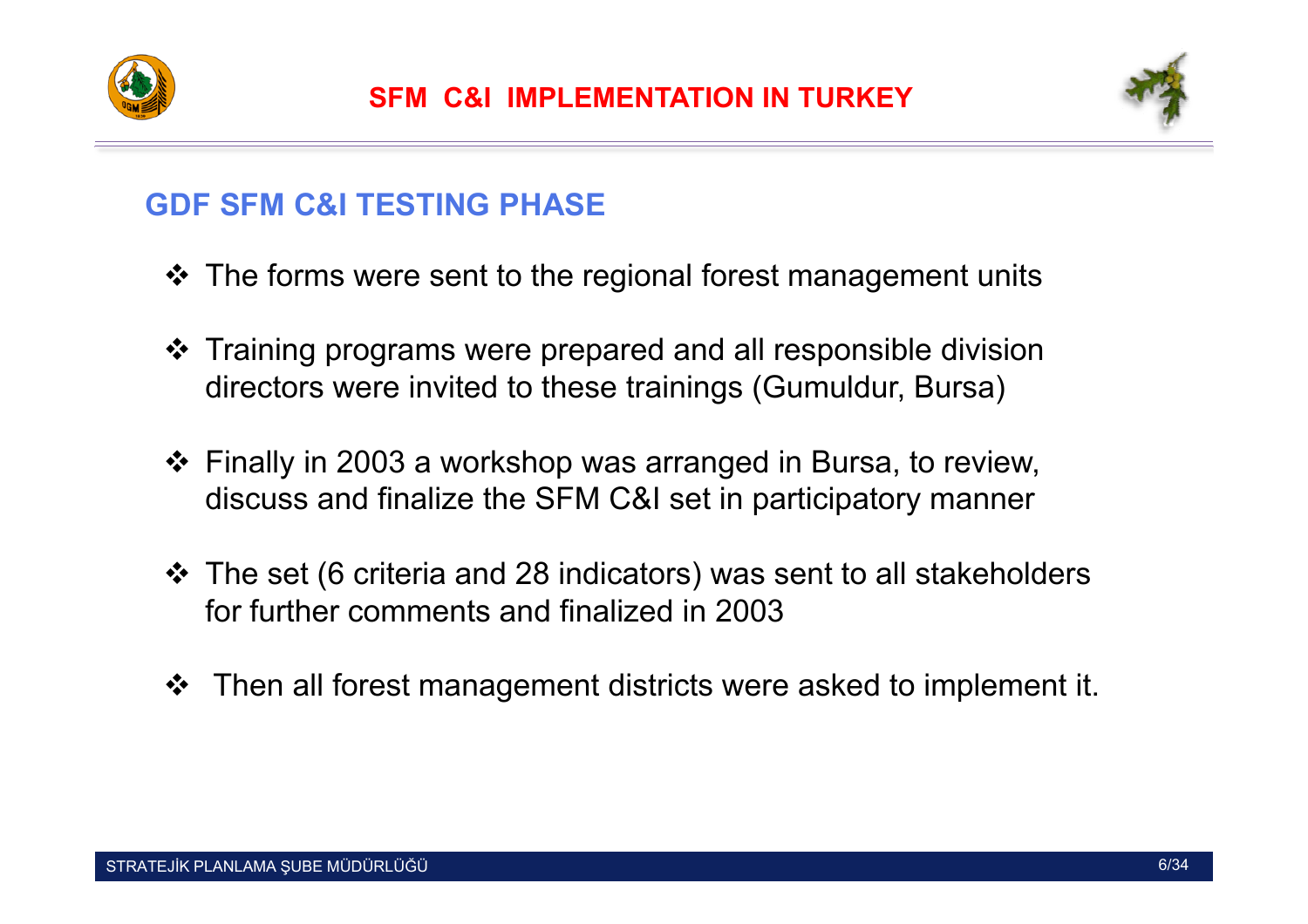# SFM C&I IMPLEMENTATION IN TURKEY

## GDF SFM C&I TESTING PHASE

- The forms were sent to the regional forest management units
- Training programs were prepared and all responsible division directors were invited to these trainings (Gumuldur, Bursa)
- Finally in 2003 a workshop was arranged in Bursa, to review, discuss and finalize the SFM C&I set in participatory manner
- The set (6 criteria and 28 indicators) was sent to all stakeholders for further comments and finalized in 2003
- Then all forest management districts were asked to implement it.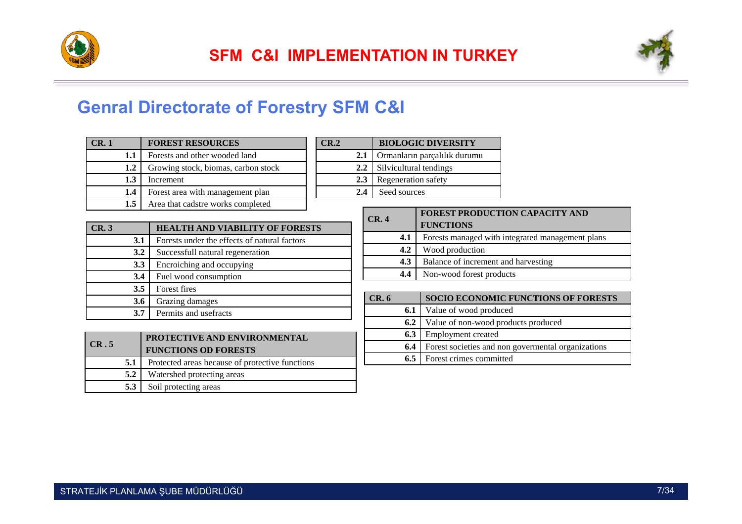# SFM C&I IMPLEMENTATION IN TURKEY

## Genral Directorate of Forestry SFM C&I

| CR. 1 | FOREST RESOURCES |
|---|---|
| 1.1 | Forests and other wooded land |
| 1.2 | Growing stock, biomas, carbon stock |
| 1.3 | Increment |
| 1.4 | Forest area with management plan |
| 1.5 | Area that cadstre works completed |

| CR.2 | BIOLOGIC DIVERSITY |
|---|---|
| 2.1 | Ormanların parçalılık durumu |
| 2.2 | Silvicultural tendings |
| 2.3 | Regeneration safety |
| 2.4 | Seed sources |

| CR. 3 | HEALTH AND VIABILITY OF FORESTS |
|---|---|
| 3.1 | Forests under the effects of natural factors |
| 3.2 | Successfull natural regeneration |
| 3.3 | Encroiching and occupying |
| 3.4 | Fuel wood consumption |
| 3.5 | Forest fires |
| 3.6 | Grazing damages |
| 3.7 | Permits and usefracts |

| CR. 4 | FOREST PRODUCTION CAPACITY AND FUNCTIONS |
|---|---|
| 4.1 | Forests managed with integrated management plans |
| 4.2 | Wood production |
| 4.3 | Balance of increment and harvesting |
| 4.4 | Non-wood forest products |

| CR . 5 | PROTECTIVE AND ENVIRONMENTAL FUNCTIONS OD FORESTS |
|---|---|
| 5.1 | Protected areas because of protective functions |
| 5.2 | Watershed protecting areas |
| 5.3 | Soil protecting areas |

| CR. 6 | SOCIO ECONOMIC FUNCTIONS OF FORESTS |
|---|---|
| 6.1 | Value of wood produced |
| 6.2 | Value of non-wood products produced |
| 6.3 | Employment created |
| 6.4 | Forest societies and non govermental organizations |
| 6.5 | Forest crimes committed |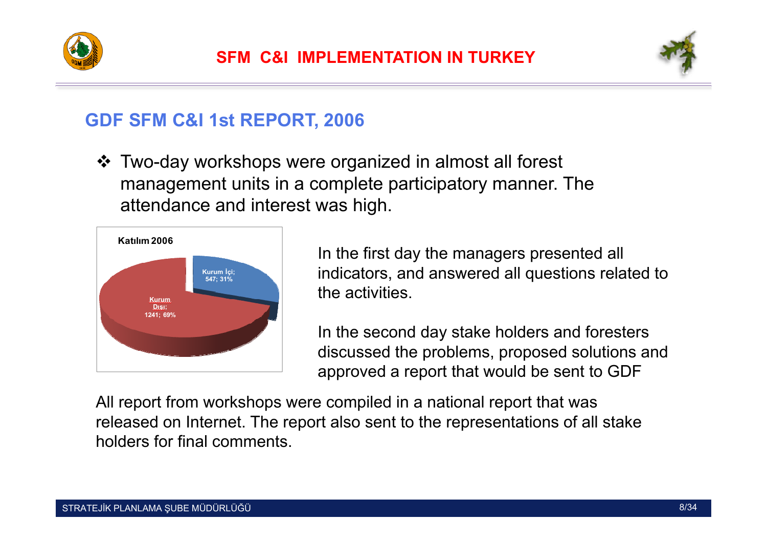# SFM C&I IMPLEMENTATION IN TURKEY

## GDF SFM C&I 1st REPORT, 2006

- Two-day workshops were organized in almost all forest management units in a complete participatory manner. The attendance and interest was high.

**Katılım 2006**

- Kurum İçi; 547; 31%
- Kurum Dışı; 1241; 69%

In the first day the managers presented all indicators, and answered all questions related to the activities.

In the second day stake holders and foresters discussed the problems, proposed solutions and approved a report that would be sent to GDF

All report from workshops were compiled in a national report that was released on Internet. The report also sent to the representations of all stake holders for final comments.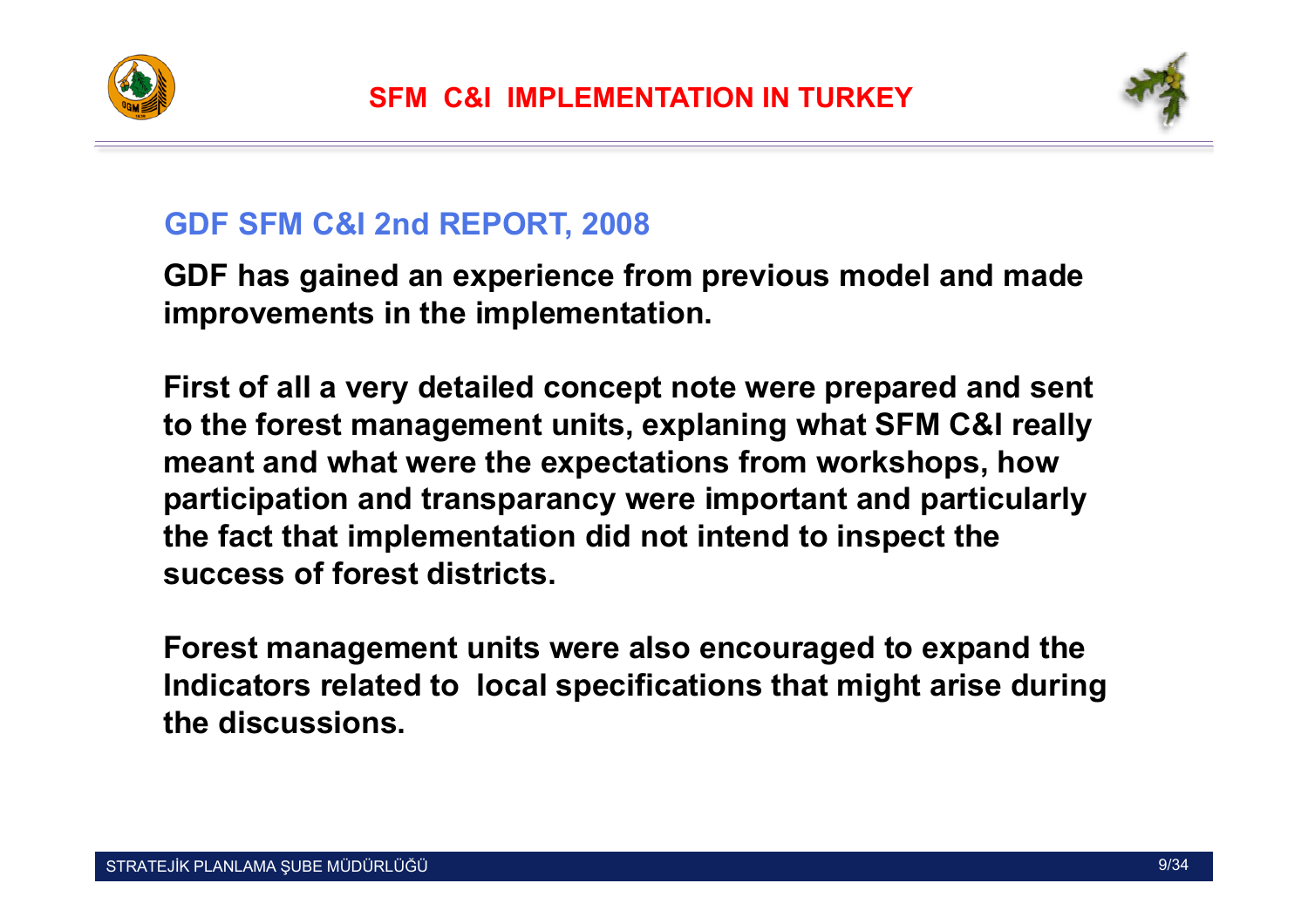# SFM C&I IMPLEMENTATION IN TURKEY

## GDF SFM C&I 2nd REPORT, 2008

**GDF has gained an experience from previous model and made improvements in the implementation.**

**First of all a very detailed concept note were prepared and sent to the forest management units, explaning what SFM C&I really meant and what were the expectations from workshops, how participation and transparancy were important and particularly the fact that implementation did not intend to inspect the success of forest districts.**

**Forest management units were also encouraged to expand the Indicators related to local specifications that might arise during the discussions.**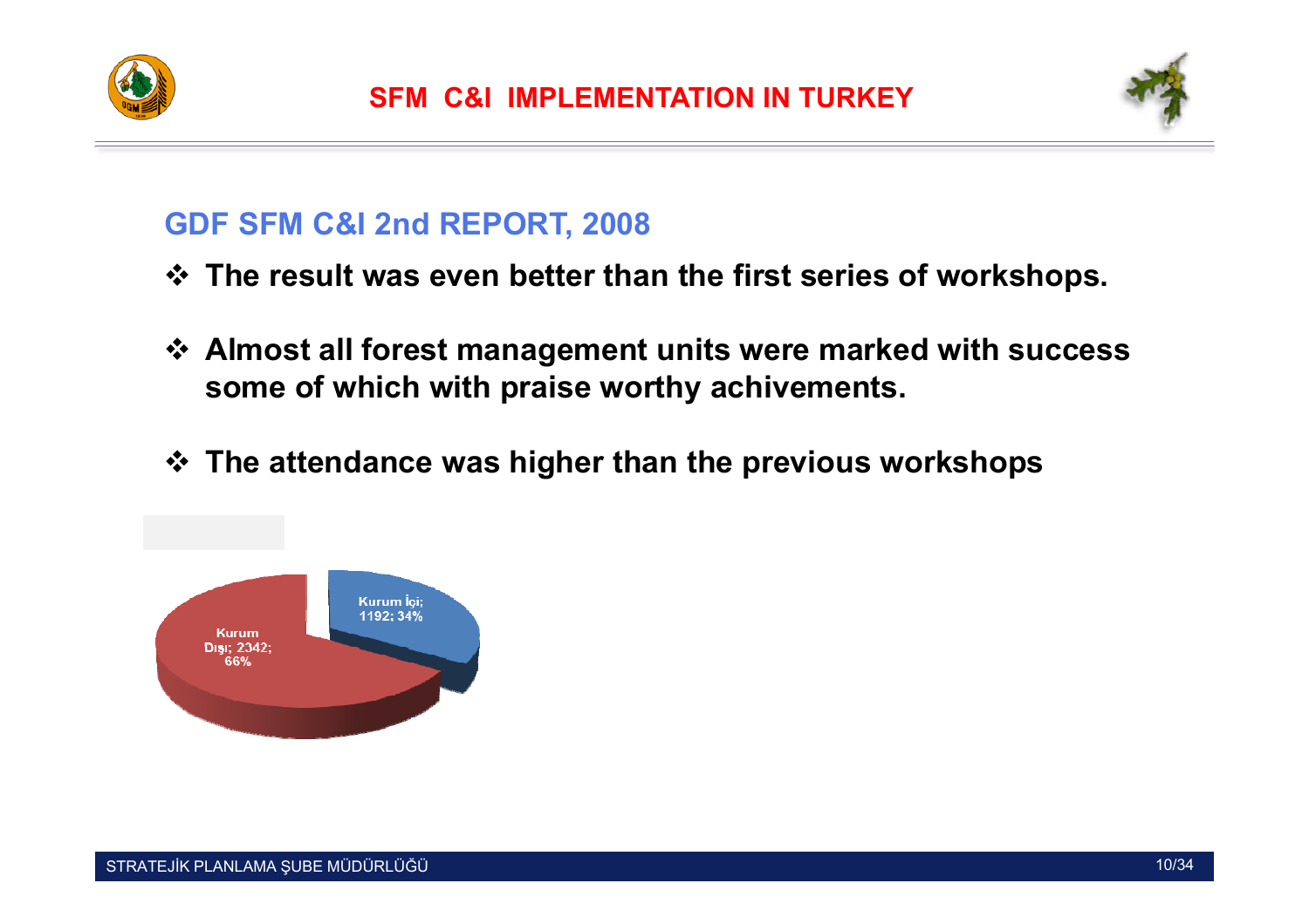# SFM C&I IMPLEMENTATION IN TURKEY

## GDF SFM C&I 2nd REPORT, 2008

- **The result was even better than the first series of workshops.**
- **Almost all forest management units were marked with success some of which with praise worthy achivements.**
- **The attendance was higher than the previous workshops**

Kurum İçi; 1192; 34%

Kurum Dışı; 2342; 66%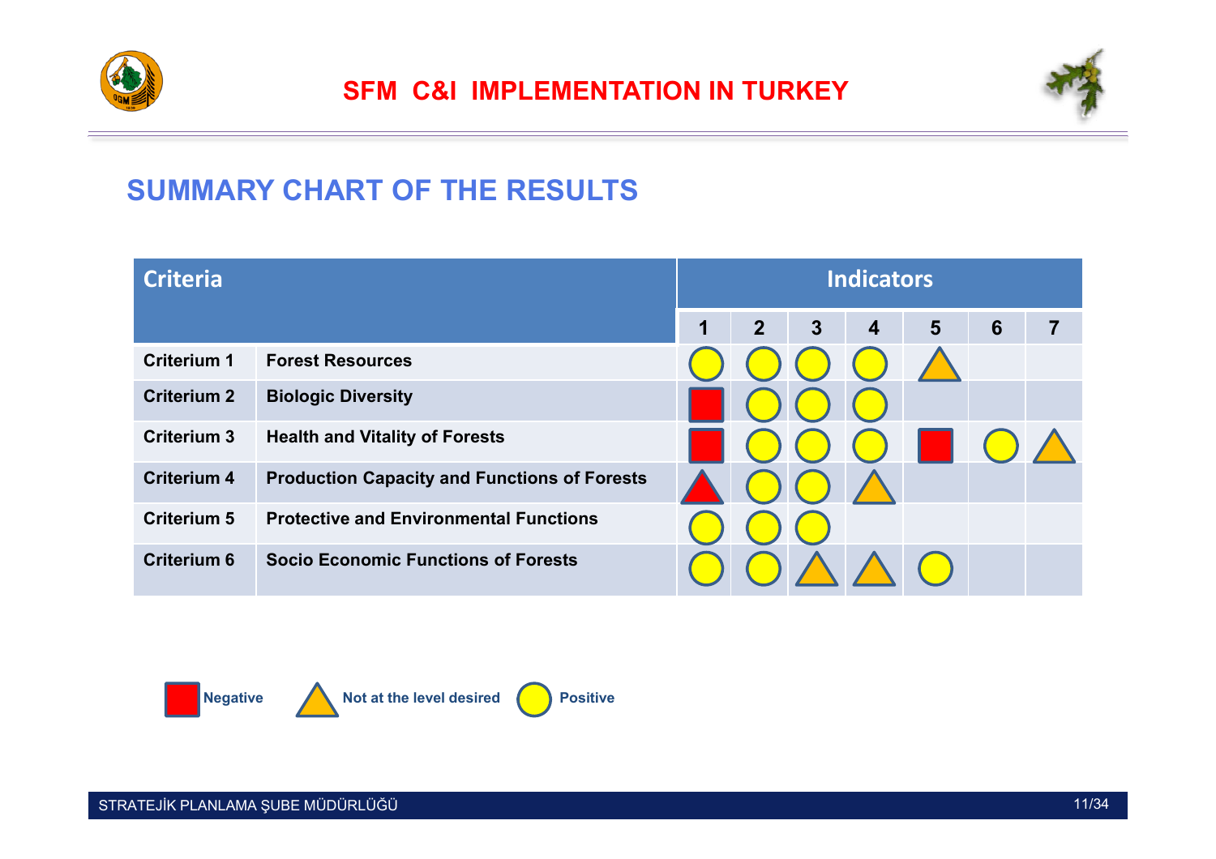# SFM C&I IMPLEMENTATION IN TURKEY

## SUMMARY CHART OF THE RESULTS

| Criteria | | Indicators | | | | | | |
|---|---|---|---|---|---|---|---|---|
| | | 1 | 2 | 3 | 4 | 5 | 6 | 7 |
| Criterium 1 | Forest Resources | Positive | Positive | Positive | Positive | Not at the level desired | | |
| Criterium 2 | Biologic Diversity | Negative | Positive | Positive | Positive | | | |
| Criterium 3 | Health and Vitality of Forests | Negative | Positive | Positive | Positive | Negative | Positive | Not at the level desired |
| Criterium 4 | Production Capacity and Functions of Forests | Negative | Positive | Positive | Not at the level desired | | | |
| Criterium 5 | Protective and Environmental Functions | Positive | Positive | Positive | | | | |
| Criterium 6 | Socio Economic Functions of Forests | Positive | Positive | Not at the level desired | Not at the level desired | Positive | | |

Negative | Not at the level desired | Positive

STRATEJİK PLANLAMA ŞUBE MÜDÜRLÜĞÜ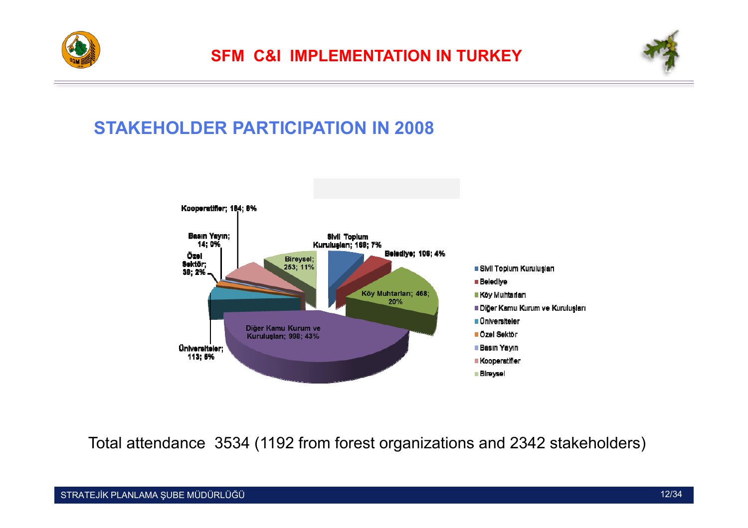# SFM C&I IMPLEMENTATION IN TURKEY

## STAKEHOLDER PARTICIPATION IN 2008

Kooperatifler; 184; 8%

Basın Yayın; 14; 0%

Özel Sektör; 39; 2%

Bireysel; 253; 11%

Sivil Toplum Kuruluşları; 168; 7%

Belediye; 106; 4%

Köy Muhtarları; 468; 20%

Diğer Kamu Kurum ve Kuruluşları; 998; 43%

Üniversiteler; 113; 5%

- Sivil Toplum Kuruluşları
- Belediye
- Köy Muhtarları
- Diğer Kamu Kurum ve Kuruluşları
- Üniversiteler
- Özel Sektör
- Basın Yayın
- Kooperatifler
- Bireysel

Total attendance 3534 (1192 from forest organizations and 2342 stakeholders)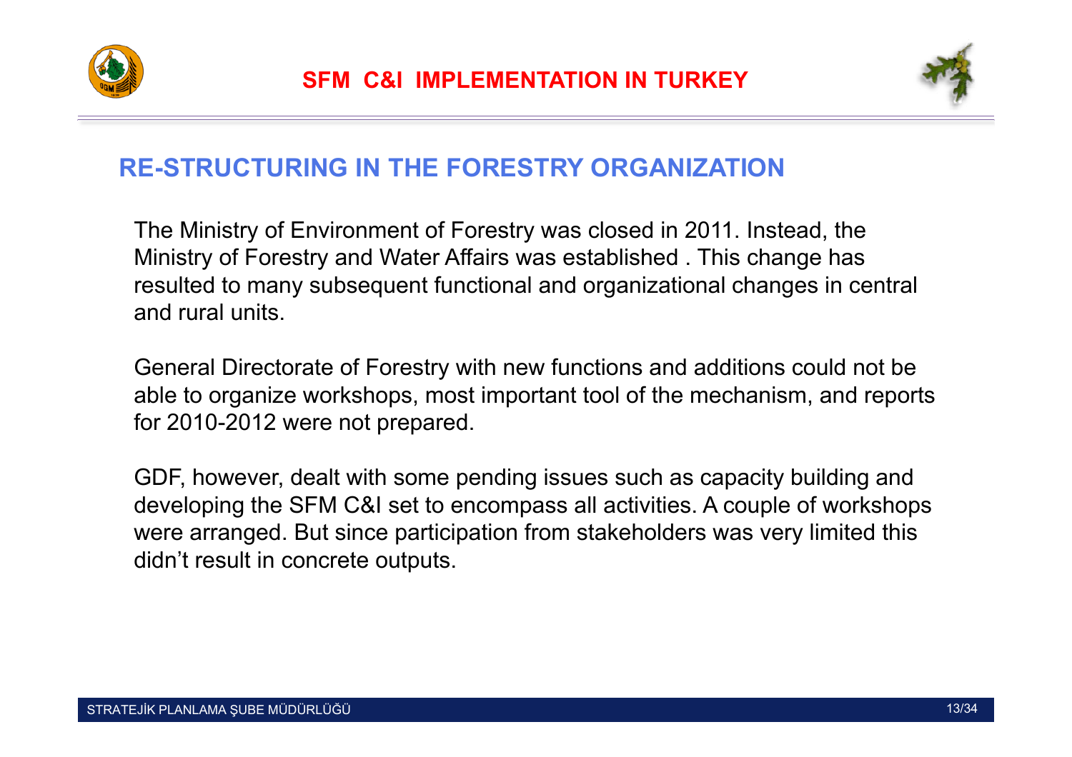# SFM C&I IMPLEMENTATION IN TURKEY

## RE-STRUCTURING IN THE FORESTRY ORGANIZATION

The Ministry of Environment of Forestry was closed in 2011. Instead, the Ministry of Forestry and Water Affairs was established . This change has resulted to many subsequent functional and organizational changes in central and rural units.

General Directorate of Forestry with new functions and additions could not be able to organize workshops, most important tool of the mechanism, and reports for 2010-2012 were not prepared.

GDF, however, dealt with some pending issues such as capacity building and developing the SFM C&I set to encompass all activities. A couple of workshops were arranged. But since participation from stakeholders was very limited this didn't result in concrete outputs.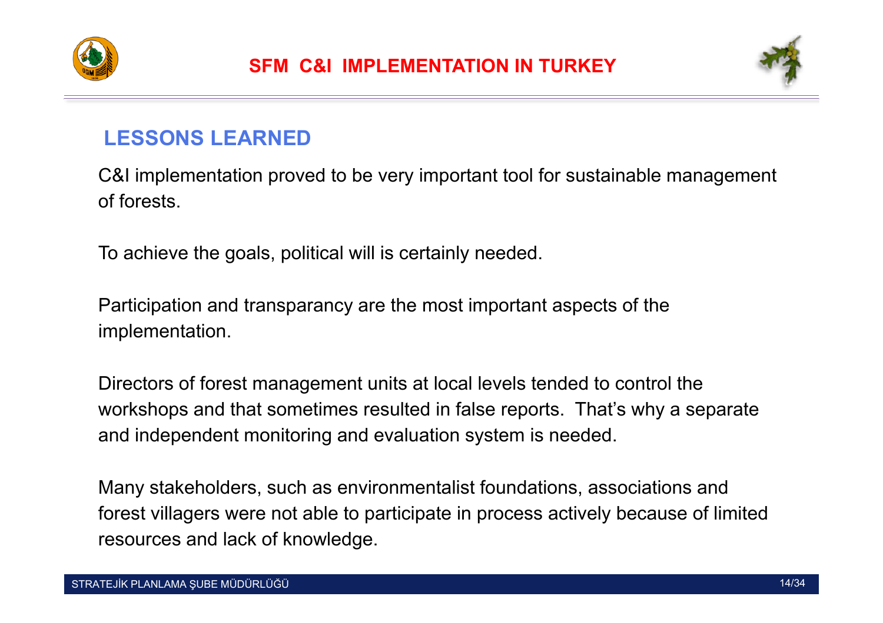# SFM C&I IMPLEMENTATION IN TURKEY

## LESSONS LEARNED

C&I implementation proved to be very important tool for sustainable management of forests.

To achieve the goals, political will is certainly needed.

Participation and transparancy are the most important aspects of the implementation.

Directors of forest management units at local levels tended to control the workshops and that sometimes resulted in false reports. That's why a separate and independent monitoring and evaluation system is needed.

Many stakeholders, such as environmentalist foundations, associations and forest villagers were not able to participate in process actively because of limited resources and lack of knowledge.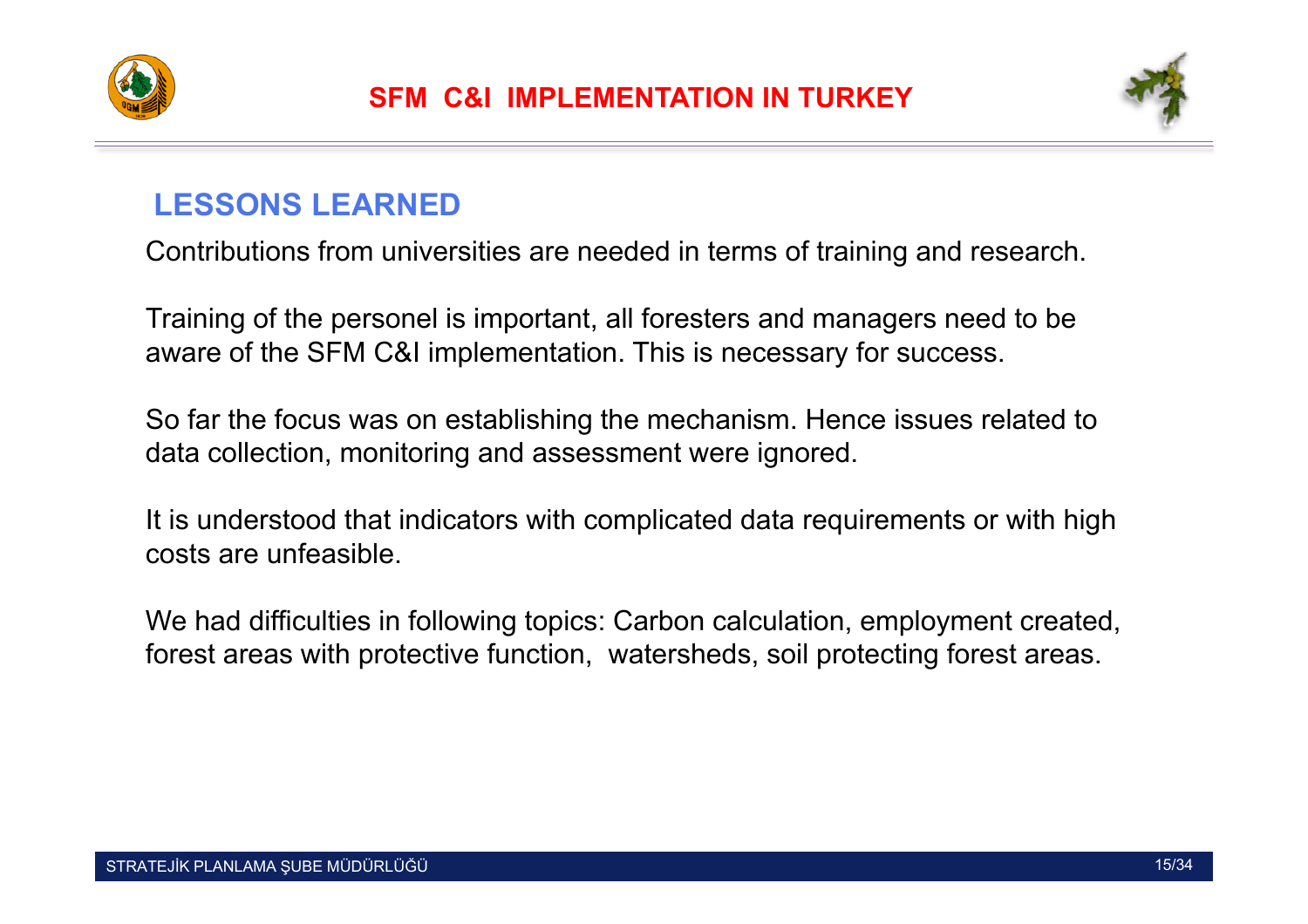# SFM C&I IMPLEMENTATION IN TURKEY

## LESSONS LEARNED

Contributions from universities are needed in terms of training and research.

Training of the personel is important, all foresters and managers need to be aware of the SFM C&I implementation. This is necessary for success.

So far the focus was on establishing the mechanism. Hence issues related to data collection, monitoring and assessment were ignored.

It is understood that indicators with complicated data requirements or with high costs are unfeasible.

We had difficulties in following topics: Carbon calculation, employment created, forest areas with protective function, watersheds, soil protecting forest areas.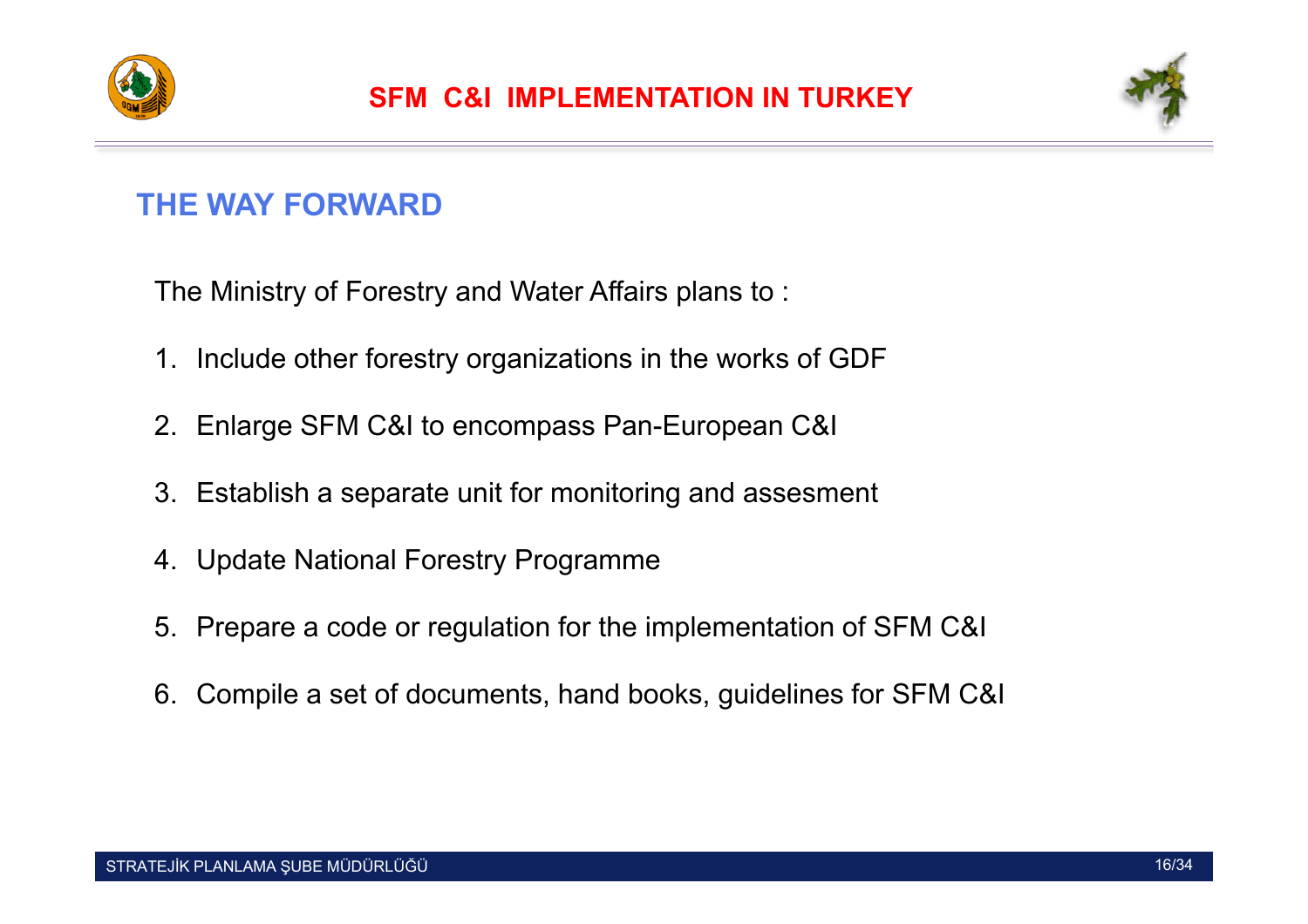# SFM C&I IMPLEMENTATION IN TURKEY

## THE WAY FORWARD

The Ministry of Forestry and Water Affairs plans to :

1. Include other forestry organizations in the works of GDF
2. Enlarge SFM C&I to encompass Pan-European C&I
3. Establish a separate unit for monitoring and assesment
4. Update National Forestry Programme
5. Prepare a code or regulation for the implementation of SFM C&I
6. Compile a set of documents, hand books, guidelines for SFM C&I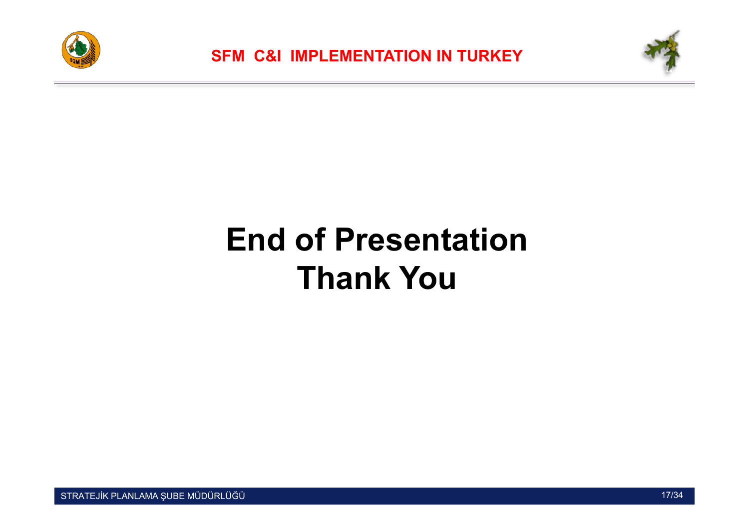# End of Presentation
# Thank You